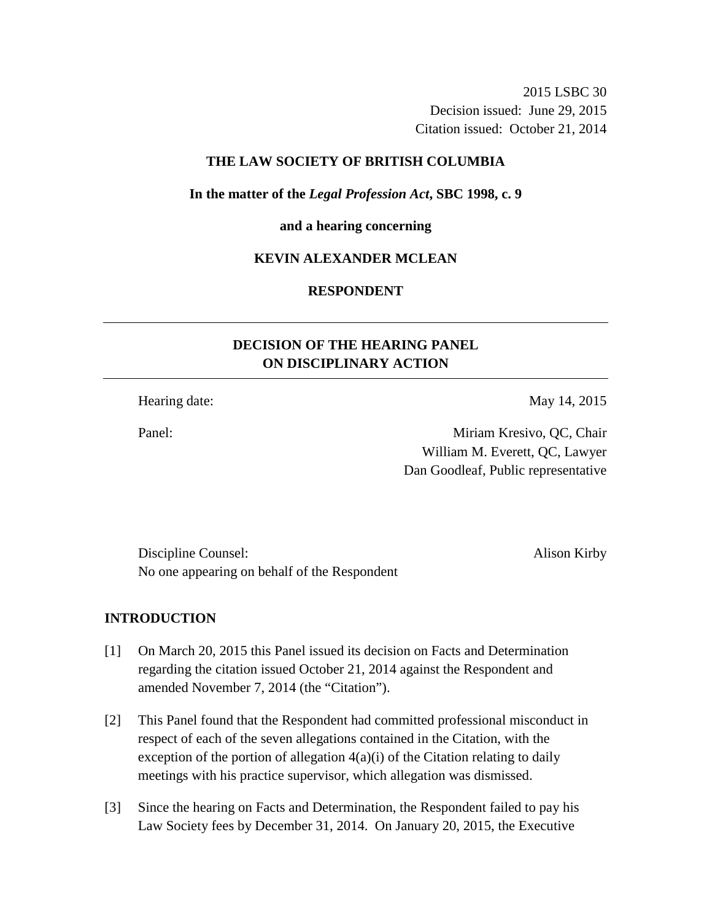2015 LSBC 30
Decision issued: June 29, 2015
Citation issued: October 21, 2014

**THE LAW SOCIETY OF BRITISH COLUMBIA**

**In the matter of the *Legal Profession Act*, SBC 1998, c. 9**

**and a hearing concerning**

**KEVIN ALEXANDER MCLEAN**

**RESPONDENT**

---

## DECISION OF THE HEARING PANEL ON DISCIPLINARY ACTION

---

Hearing date: May 14, 2015

Panel: Miriam Kresivo, QC, Chair
William M. Everett, QC, Lawyer
Dan Goodleaf, Public representative

Discipline Counsel: Alison Kirby
No one appearing on behalf of the Respondent

## INTRODUCTION

[1] On March 20, 2015 this Panel issued its decision on Facts and Determination regarding the citation issued October 21, 2014 against the Respondent and amended November 7, 2014 (the "Citation").

[2] This Panel found that the Respondent had committed professional misconduct in respect of each of the seven allegations contained in the Citation, with the exception of the portion of allegation 4(a)(i) of the Citation relating to daily meetings with his practice supervisor, which allegation was dismissed.

[3] Since the hearing on Facts and Determination, the Respondent failed to pay his Law Society fees by December 31, 2014. On January 20, 2015, the Executive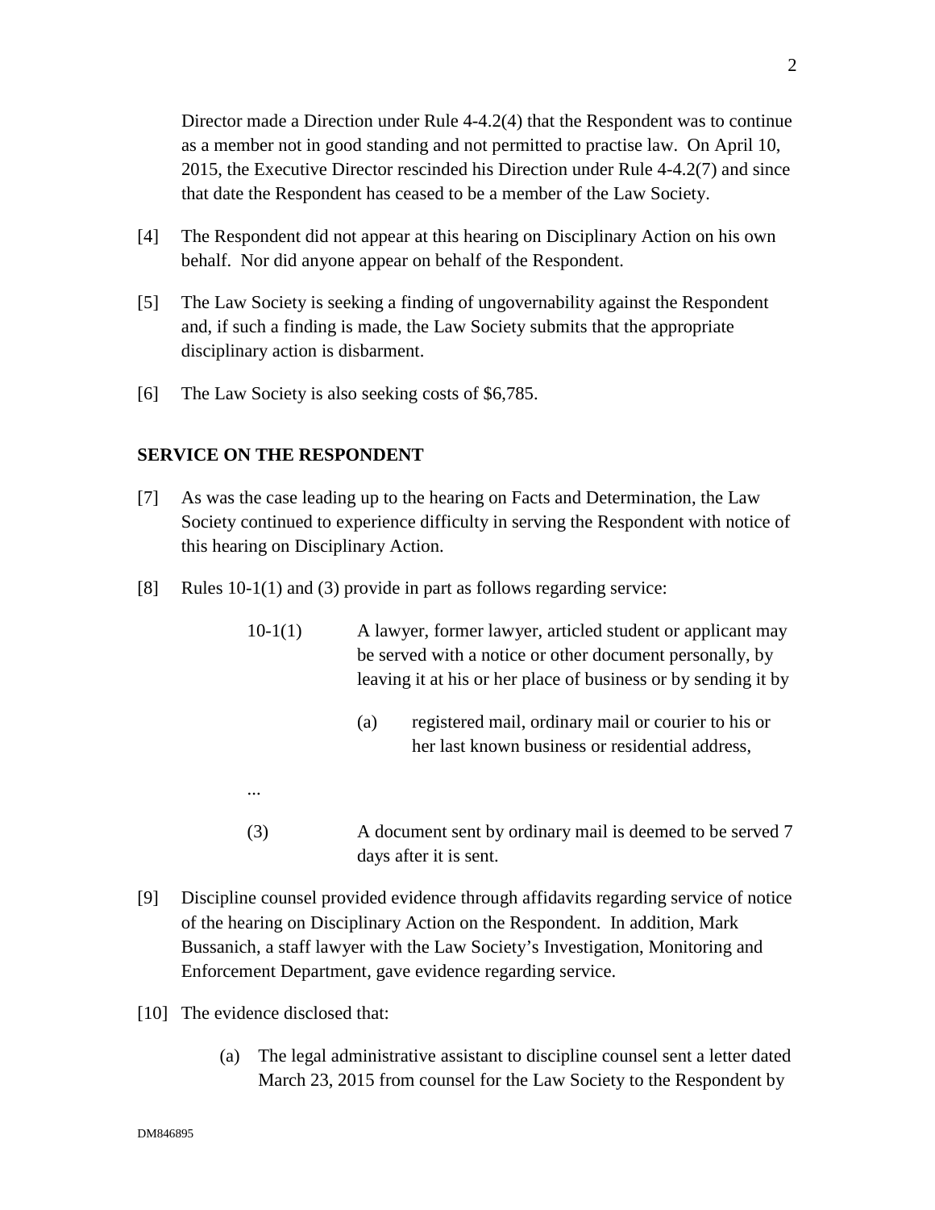Director made a Direction under Rule 4-4.2(4) that the Respondent was to continue as a member not in good standing and not permitted to practise law. On April 10, 2015, the Executive Director rescinded his Direction under Rule 4-4.2(7) and since that date the Respondent has ceased to be a member of the Law Society.

[4] The Respondent did not appear at this hearing on Disciplinary Action on his own behalf. Nor did anyone appear on behalf of the Respondent.

[5] The Law Society is seeking a finding of ungovernability against the Respondent and, if such a finding is made, the Law Society submits that the appropriate disciplinary action is disbarment.

[6] The Law Society is also seeking costs of $6,785.

**SERVICE ON THE RESPONDENT**

[7] As was the case leading up to the hearing on Facts and Determination, the Law Society continued to experience difficulty in serving the Respondent with notice of this hearing on Disciplinary Action.

[8] Rules 10-1(1) and (3) provide in part as follows regarding service:

> 10-1(1) A lawyer, former lawyer, articled student or applicant may be served with a notice or other document personally, by leaving it at his or her place of business or by sending it by
>
> (a) registered mail, ordinary mail or courier to his or her last known business or residential address,
>
> ...
>
> (3) A document sent by ordinary mail is deemed to be served 7 days after it is sent.

[9] Discipline counsel provided evidence through affidavits regarding service of notice of the hearing on Disciplinary Action on the Respondent. In addition, Mark Bussanich, a staff lawyer with the Law Society's Investigation, Monitoring and Enforcement Department, gave evidence regarding service.

[10] The evidence disclosed that:

(a) The legal administrative assistant to discipline counsel sent a letter dated March 23, 2015 from counsel for the Law Society to the Respondent by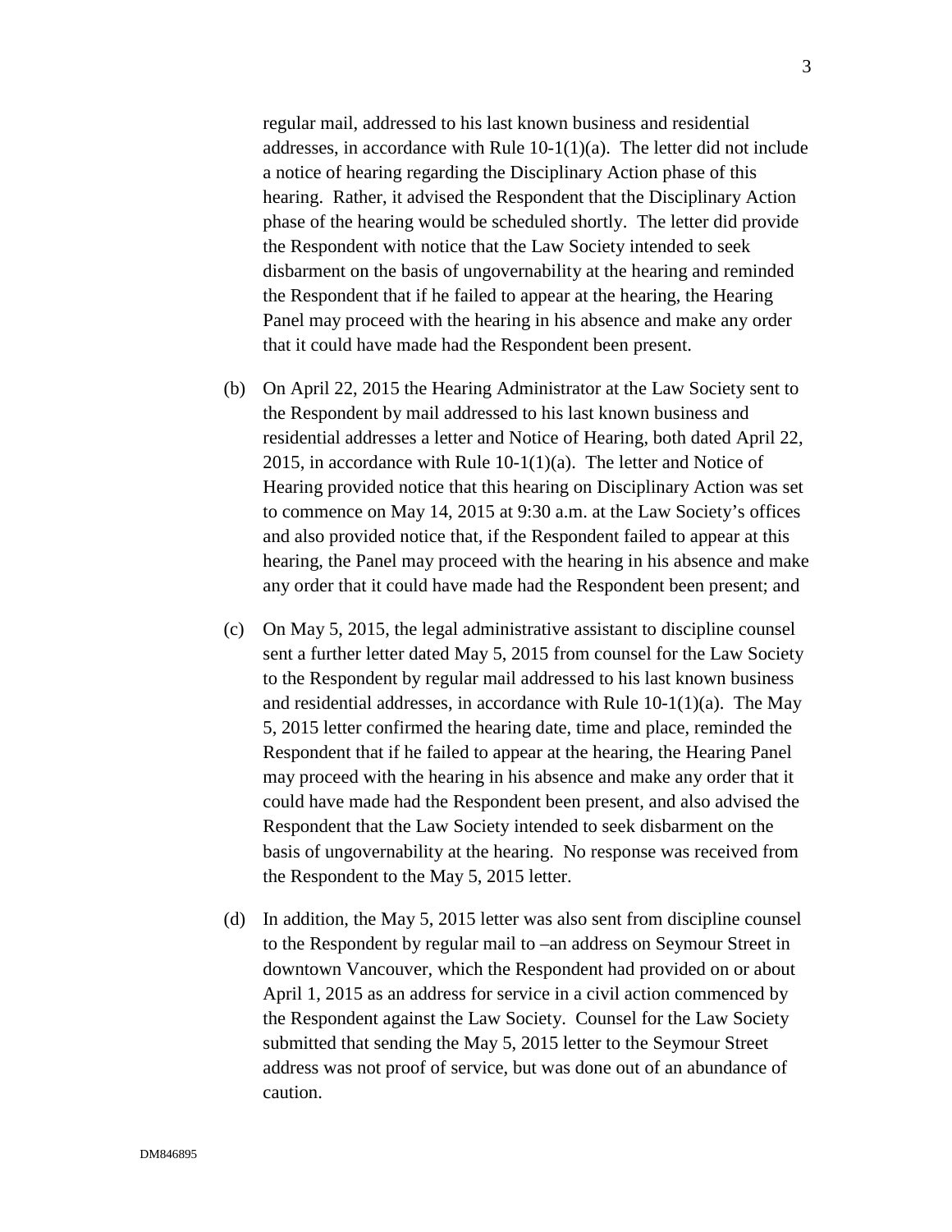regular mail, addressed to his last known business and residential addresses, in accordance with Rule 10-1(1)(a). The letter did not include a notice of hearing regarding the Disciplinary Action phase of this hearing. Rather, it advised the Respondent that the Disciplinary Action phase of the hearing would be scheduled shortly. The letter did provide the Respondent with notice that the Law Society intended to seek disbarment on the basis of ungovernability at the hearing and reminded the Respondent that if he failed to appear at the hearing, the Hearing Panel may proceed with the hearing in his absence and make any order that it could have made had the Respondent been present.

(b) On April 22, 2015 the Hearing Administrator at the Law Society sent to the Respondent by mail addressed to his last known business and residential addresses a letter and Notice of Hearing, both dated April 22, 2015, in accordance with Rule 10-1(1)(a). The letter and Notice of Hearing provided notice that this hearing on Disciplinary Action was set to commence on May 14, 2015 at 9:30 a.m. at the Law Society's offices and also provided notice that, if the Respondent failed to appear at this hearing, the Panel may proceed with the hearing in his absence and make any order that it could have made had the Respondent been present; and

(c) On May 5, 2015, the legal administrative assistant to discipline counsel sent a further letter dated May 5, 2015 from counsel for the Law Society to the Respondent by regular mail addressed to his last known business and residential addresses, in accordance with Rule 10-1(1)(a). The May 5, 2015 letter confirmed the hearing date, time and place, reminded the Respondent that if he failed to appear at the hearing, the Hearing Panel may proceed with the hearing in his absence and make any order that it could have made had the Respondent been present, and also advised the Respondent that the Law Society intended to seek disbarment on the basis of ungovernability at the hearing. No response was received from the Respondent to the May 5, 2015 letter.

(d) In addition, the May 5, 2015 letter was also sent from discipline counsel to the Respondent by regular mail to –an address on Seymour Street in downtown Vancouver, which the Respondent had provided on or about April 1, 2015 as an address for service in a civil action commenced by the Respondent against the Law Society. Counsel for the Law Society submitted that sending the May 5, 2015 letter to the Seymour Street address was not proof of service, but was done out of an abundance of caution.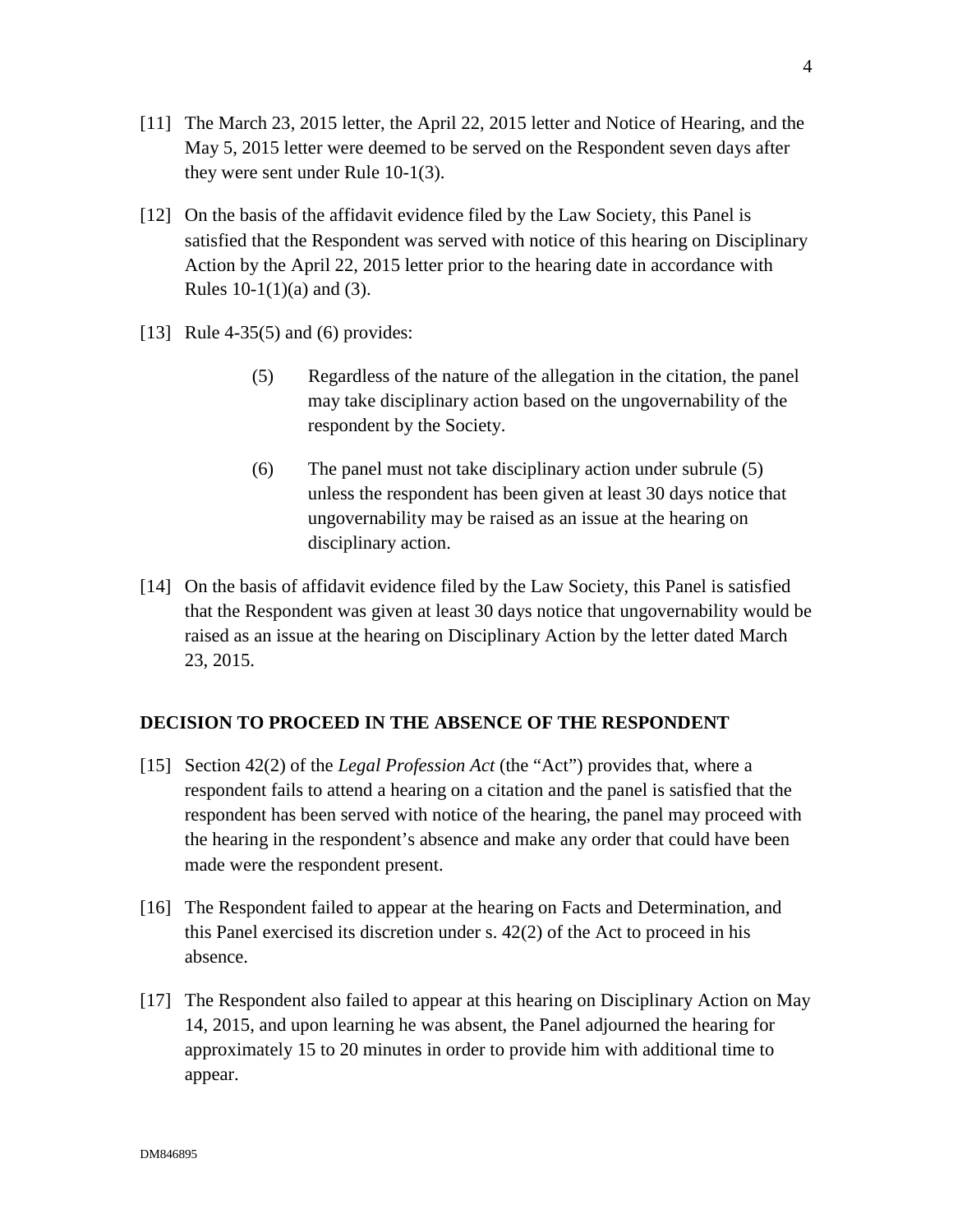[11] The March 23, 2015 letter, the April 22, 2015 letter and Notice of Hearing, and the May 5, 2015 letter were deemed to be served on the Respondent seven days after they were sent under Rule 10-1(3).

[12] On the basis of the affidavit evidence filed by the Law Society, this Panel is satisfied that the Respondent was served with notice of this hearing on Disciplinary Action by the April 22, 2015 letter prior to the hearing date in accordance with Rules 10-1(1)(a) and (3).

[13] Rule 4-35(5) and (6) provides:

> (5) Regardless of the nature of the allegation in the citation, the panel may take disciplinary action based on the ungovernability of the respondent by the Society.
>
> (6) The panel must not take disciplinary action under subrule (5) unless the respondent has been given at least 30 days notice that ungovernability may be raised as an issue at the hearing on disciplinary action.

[14] On the basis of affidavit evidence filed by the Law Society, this Panel is satisfied that the Respondent was given at least 30 days notice that ungovernability would be raised as an issue at the hearing on Disciplinary Action by the letter dated March 23, 2015.

## DECISION TO PROCEED IN THE ABSENCE OF THE RESPONDENT

[15] Section 42(2) of the *Legal Profession Act* (the "Act") provides that, where a respondent fails to attend a hearing on a citation and the panel is satisfied that the respondent has been served with notice of the hearing, the panel may proceed with the hearing in the respondent's absence and make any order that could have been made were the respondent present.

[16] The Respondent failed to appear at the hearing on Facts and Determination, and this Panel exercised its discretion under s. 42(2) of the Act to proceed in his absence.

[17] The Respondent also failed to appear at this hearing on Disciplinary Action on May 14, 2015, and upon learning he was absent, the Panel adjourned the hearing for approximately 15 to 20 minutes in order to provide him with additional time to appear.

DM846895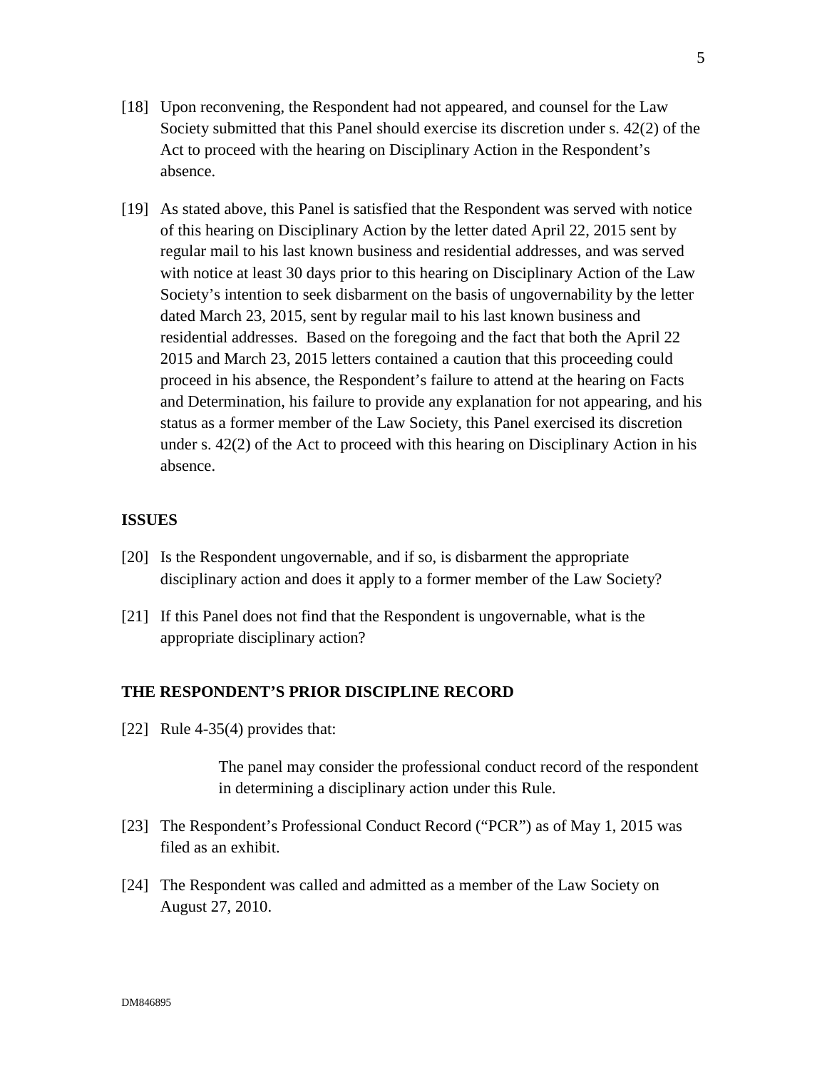[18] Upon reconvening, the Respondent had not appeared, and counsel for the Law Society submitted that this Panel should exercise its discretion under s. 42(2) of the Act to proceed with the hearing on Disciplinary Action in the Respondent's absence.

[19] As stated above, this Panel is satisfied that the Respondent was served with notice of this hearing on Disciplinary Action by the letter dated April 22, 2015 sent by regular mail to his last known business and residential addresses, and was served with notice at least 30 days prior to this hearing on Disciplinary Action of the Law Society's intention to seek disbarment on the basis of ungovernability by the letter dated March 23, 2015, sent by regular mail to his last known business and residential addresses. Based on the foregoing and the fact that both the April 22 2015 and March 23, 2015 letters contained a caution that this proceeding could proceed in his absence, the Respondent's failure to attend at the hearing on Facts and Determination, his failure to provide any explanation for not appearing, and his status as a former member of the Law Society, this Panel exercised its discretion under s. 42(2) of the Act to proceed with this hearing on Disciplinary Action in his absence.

## ISSUES

[20] Is the Respondent ungovernable, and if so, is disbarment the appropriate disciplinary action and does it apply to a former member of the Law Society?

[21] If this Panel does not find that the Respondent is ungovernable, what is the appropriate disciplinary action?

## THE RESPONDENT'S PRIOR DISCIPLINE RECORD

[22] Rule 4-35(4) provides that:

> The panel may consider the professional conduct record of the respondent in determining a disciplinary action under this Rule.

[23] The Respondent's Professional Conduct Record ("PCR") as of May 1, 2015 was filed as an exhibit.

[24] The Respondent was called and admitted as a member of the Law Society on August 27, 2010.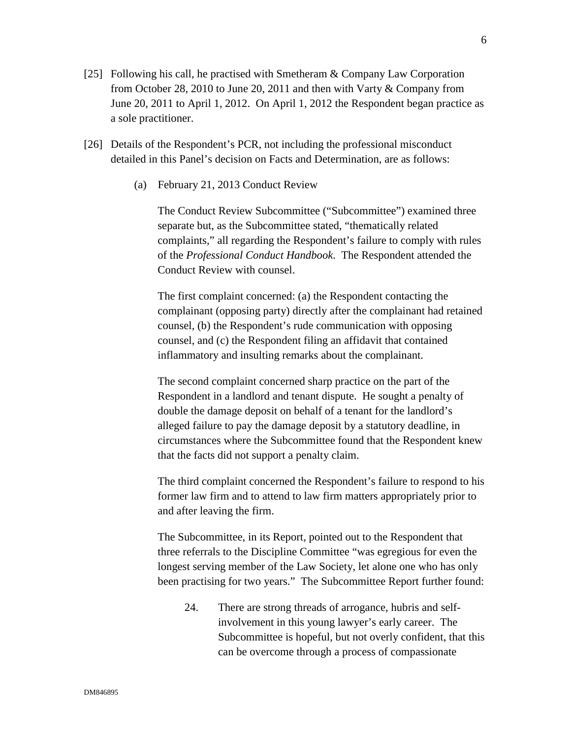[25] Following his call, he practised with Smetheram & Company Law Corporation from October 28, 2010 to June 20, 2011 and then with Varty & Company from June 20, 2011 to April 1, 2012. On April 1, 2012 the Respondent began practice as a sole practitioner.

[26] Details of the Respondent's PCR, not including the professional misconduct detailed in this Panel's decision on Facts and Determination, are as follows:

(a) February 21, 2013 Conduct Review

The Conduct Review Subcommittee ("Subcommittee") examined three separate but, as the Subcommittee stated, "thematically related complaints," all regarding the Respondent's failure to comply with rules of the *Professional Conduct Handbook*. The Respondent attended the Conduct Review with counsel.

The first complaint concerned: (a) the Respondent contacting the complainant (opposing party) directly after the complainant had retained counsel, (b) the Respondent's rude communication with opposing counsel, and (c) the Respondent filing an affidavit that contained inflammatory and insulting remarks about the complainant.

The second complaint concerned sharp practice on the part of the Respondent in a landlord and tenant dispute. He sought a penalty of double the damage deposit on behalf of a tenant for the landlord's alleged failure to pay the damage deposit by a statutory deadline, in circumstances where the Subcommittee found that the Respondent knew that the facts did not support a penalty claim.

The third complaint concerned the Respondent's failure to respond to his former law firm and to attend to law firm matters appropriately prior to and after leaving the firm.

The Subcommittee, in its Report, pointed out to the Respondent that three referrals to the Discipline Committee "was egregious for even the longest serving member of the Law Society, let alone one who has only been practising for two years." The Subcommittee Report further found:

> 24. There are strong threads of arrogance, hubris and self-involvement in this young lawyer's early career. The Subcommittee is hopeful, but not overly confident, that this can be overcome through a process of compassionate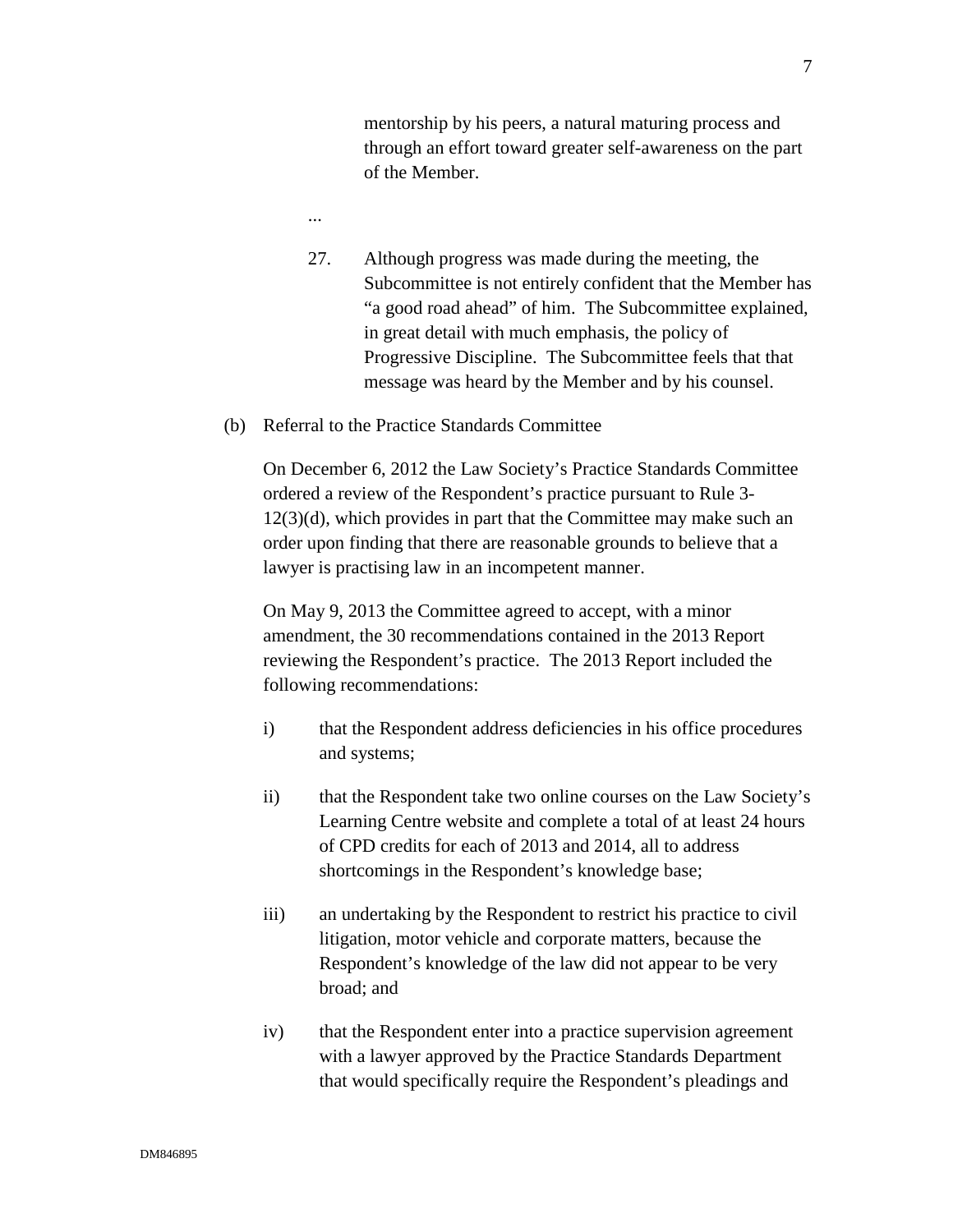mentorship by his peers, a natural maturing process and through an effort toward greater self-awareness on the part of the Member.

...

27. Although progress was made during the meeting, the Subcommittee is not entirely confident that the Member has "a good road ahead" of him. The Subcommittee explained, in great detail with much emphasis, the policy of Progressive Discipline. The Subcommittee feels that that message was heard by the Member and by his counsel.

(b) Referral to the Practice Standards Committee

On December 6, 2012 the Law Society's Practice Standards Committee ordered a review of the Respondent's practice pursuant to Rule 3-12(3)(d), which provides in part that the Committee may make such an order upon finding that there are reasonable grounds to believe that a lawyer is practising law in an incompetent manner.

On May 9, 2013 the Committee agreed to accept, with a minor amendment, the 30 recommendations contained in the 2013 Report reviewing the Respondent's practice. The 2013 Report included the following recommendations:

i) that the Respondent address deficiencies in his office procedures and systems;

ii) that the Respondent take two online courses on the Law Society's Learning Centre website and complete a total of at least 24 hours of CPD credits for each of 2013 and 2014, all to address shortcomings in the Respondent's knowledge base;

iii) an undertaking by the Respondent to restrict his practice to civil litigation, motor vehicle and corporate matters, because the Respondent's knowledge of the law did not appear to be very broad; and

iv) that the Respondent enter into a practice supervision agreement with a lawyer approved by the Practice Standards Department that would specifically require the Respondent's pleadings and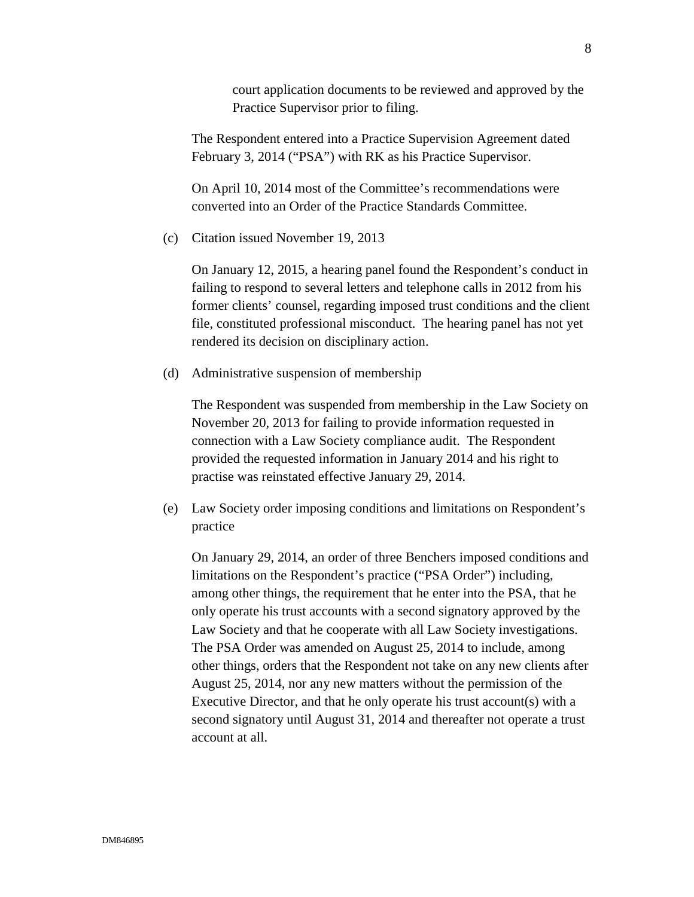court application documents to be reviewed and approved by the Practice Supervisor prior to filing.

The Respondent entered into a Practice Supervision Agreement dated February 3, 2014 ("PSA") with RK as his Practice Supervisor.

On April 10, 2014 most of the Committee's recommendations were converted into an Order of the Practice Standards Committee.

(c) Citation issued November 19, 2013

On January 12, 2015, a hearing panel found the Respondent's conduct in failing to respond to several letters and telephone calls in 2012 from his former clients' counsel, regarding imposed trust conditions and the client file, constituted professional misconduct. The hearing panel has not yet rendered its decision on disciplinary action.

(d) Administrative suspension of membership

The Respondent was suspended from membership in the Law Society on November 20, 2013 for failing to provide information requested in connection with a Law Society compliance audit. The Respondent provided the requested information in January 2014 and his right to practise was reinstated effective January 29, 2014.

(e) Law Society order imposing conditions and limitations on Respondent's practice

On January 29, 2014, an order of three Benchers imposed conditions and limitations on the Respondent's practice ("PSA Order") including, among other things, the requirement that he enter into the PSA, that he only operate his trust accounts with a second signatory approved by the Law Society and that he cooperate with all Law Society investigations. The PSA Order was amended on August 25, 2014 to include, among other things, orders that the Respondent not take on any new clients after August 25, 2014, nor any new matters without the permission of the Executive Director, and that he only operate his trust account(s) with a second signatory until August 31, 2014 and thereafter not operate a trust account at all.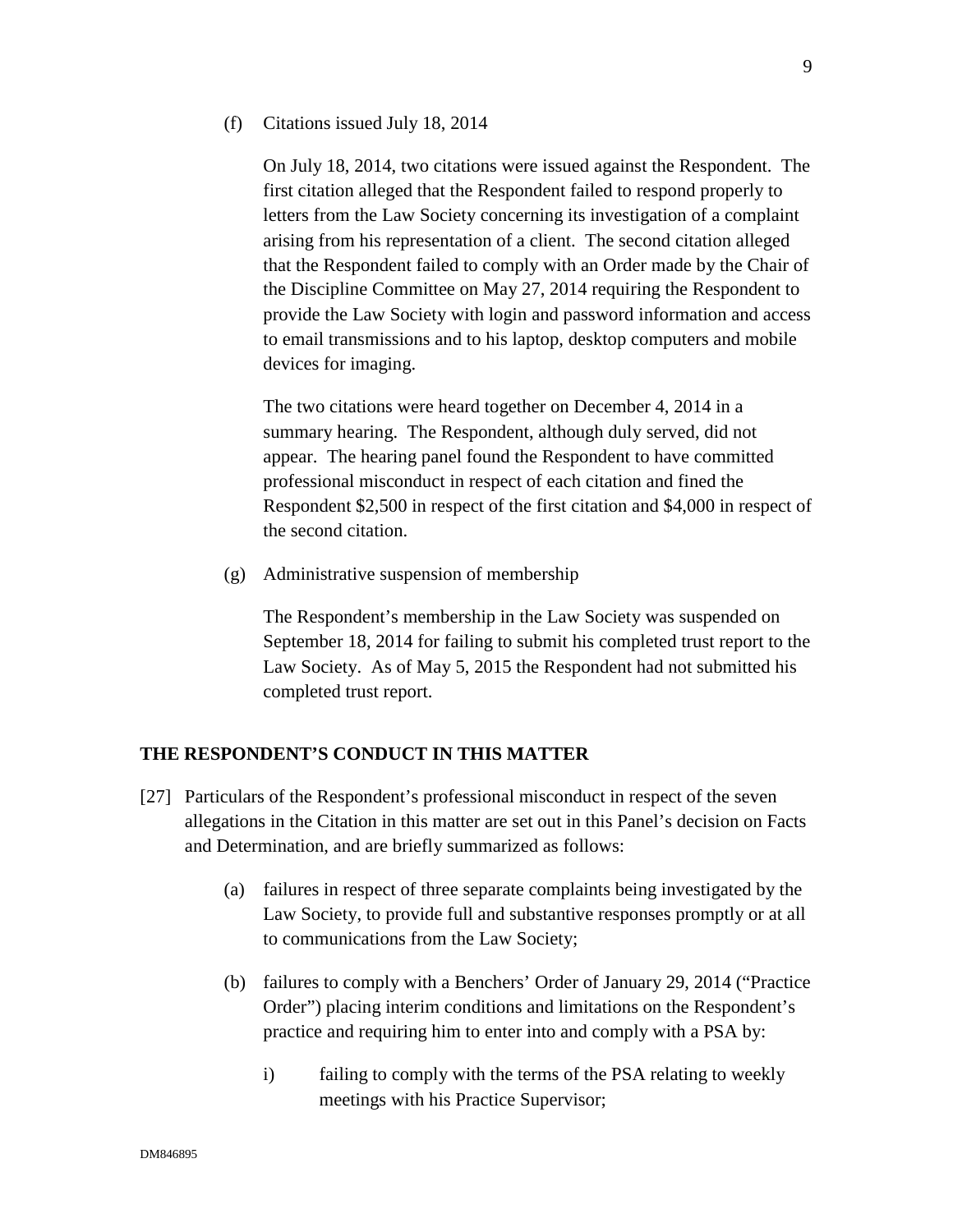(f) Citations issued July 18, 2014

On July 18, 2014, two citations were issued against the Respondent. The first citation alleged that the Respondent failed to respond properly to letters from the Law Society concerning its investigation of a complaint arising from his representation of a client. The second citation alleged that the Respondent failed to comply with an Order made by the Chair of the Discipline Committee on May 27, 2014 requiring the Respondent to provide the Law Society with login and password information and access to email transmissions and to his laptop, desktop computers and mobile devices for imaging.

The two citations were heard together on December 4, 2014 in a summary hearing. The Respondent, although duly served, did not appear. The hearing panel found the Respondent to have committed professional misconduct in respect of each citation and fined the Respondent $2,500 in respect of the first citation and $4,000 in respect of the second citation.

(g) Administrative suspension of membership

The Respondent's membership in the Law Society was suspended on September 18, 2014 for failing to submit his completed trust report to the Law Society. As of May 5, 2015 the Respondent had not submitted his completed trust report.

## THE RESPONDENT'S CONDUCT IN THIS MATTER

[27] Particulars of the Respondent's professional misconduct in respect of the seven allegations in the Citation in this matter are set out in this Panel's decision on Facts and Determination, and are briefly summarized as follows:

(a) failures in respect of three separate complaints being investigated by the Law Society, to provide full and substantive responses promptly or at all to communications from the Law Society;

(b) failures to comply with a Benchers' Order of January 29, 2014 ("Practice Order") placing interim conditions and limitations on the Respondent's practice and requiring him to enter into and comply with a PSA by:

i) failing to comply with the terms of the PSA relating to weekly meetings with his Practice Supervisor;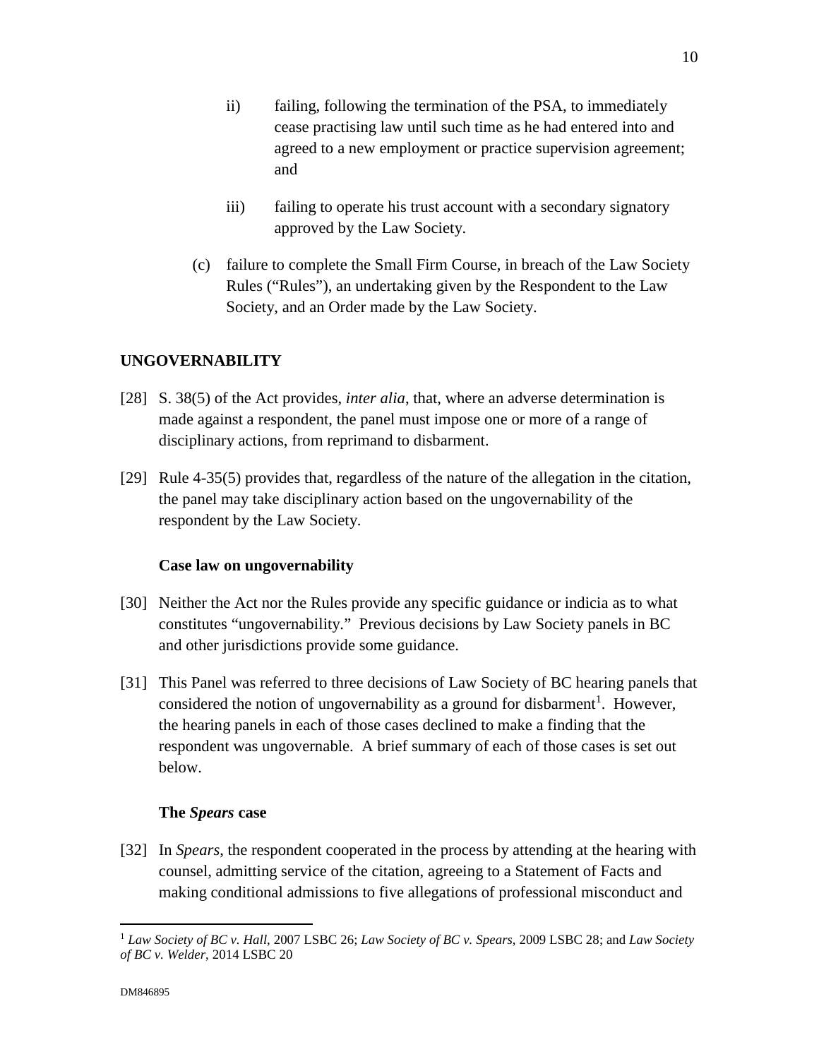ii) failing, following the termination of the PSA, to immediately cease practising law until such time as he had entered into and agreed to a new employment or practice supervision agreement; and

iii) failing to operate his trust account with a secondary signatory approved by the Law Society.

(c) failure to complete the Small Firm Course, in breach of the Law Society Rules ("Rules"), an undertaking given by the Respondent to the Law Society, and an Order made by the Law Society.

## UNGOVERNABILITY

[28] S. 38(5) of the Act provides, *inter alia*, that, where an adverse determination is made against a respondent, the panel must impose one or more of a range of disciplinary actions, from reprimand to disbarment.

[29] Rule 4-35(5) provides that, regardless of the nature of the allegation in the citation, the panel may take disciplinary action based on the ungovernability of the respondent by the Law Society.

### Case law on ungovernability

[30] Neither the Act nor the Rules provide any specific guidance or indicia as to what constitutes "ungovernability." Previous decisions by Law Society panels in BC and other jurisdictions provide some guidance.

[31] This Panel was referred to three decisions of Law Society of BC hearing panels that considered the notion of ungovernability as a ground for disbarment[1]. However, the hearing panels in each of those cases declined to make a finding that the respondent was ungovernable. A brief summary of each of those cases is set out below.

### The *Spears* case

[32] In *Spears*, the respondent cooperated in the process by attending at the hearing with counsel, admitting service of the citation, agreeing to a Statement of Facts and making conditional admissions to five allegations of professional misconduct and

[1] *Law Society of BC v. Hall*, 2007 LSBC 26; *Law Society of BC v. Spears*, 2009 LSBC 28; and *Law Society of BC v. Welder*, 2014 LSBC 20

DM846895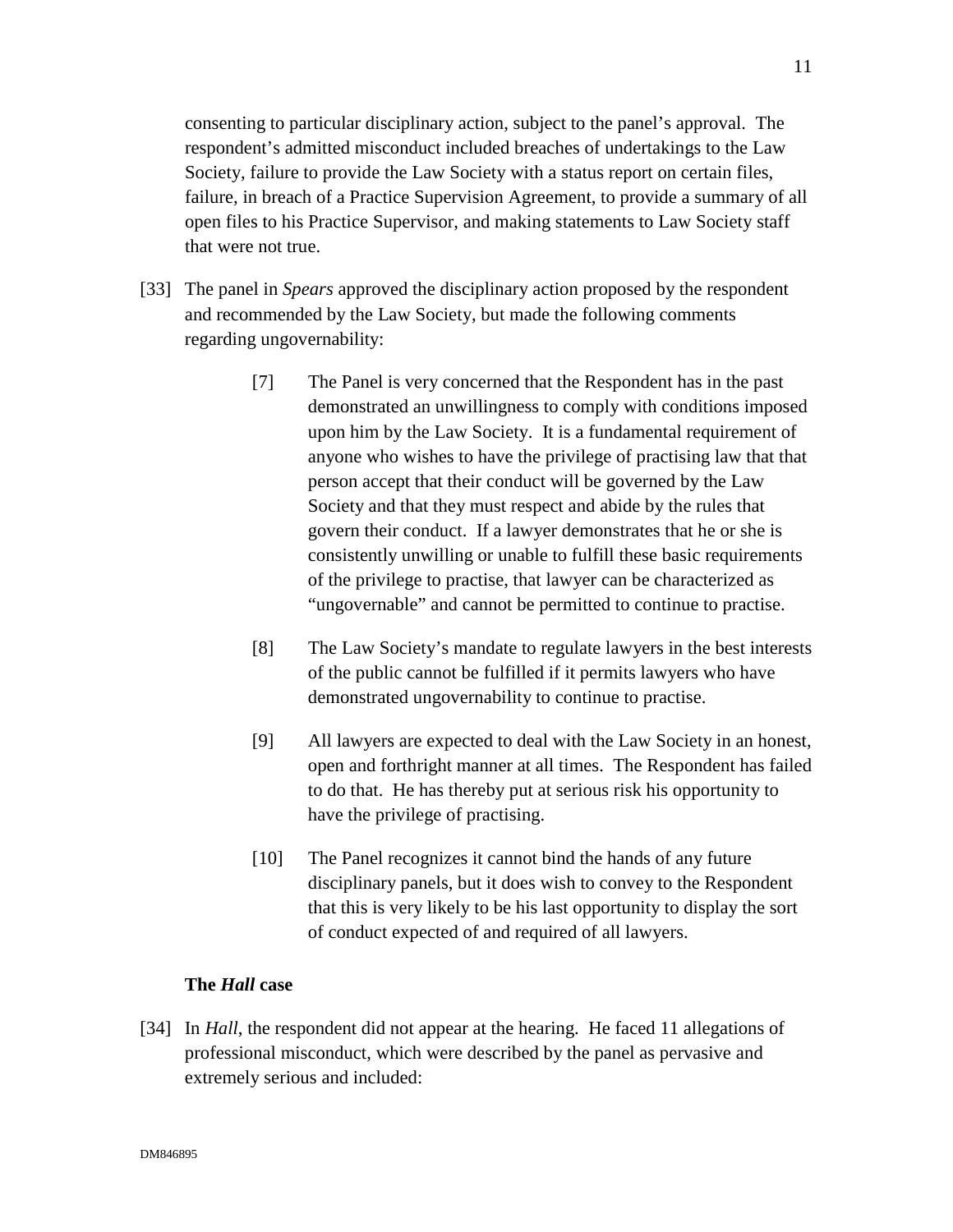consenting to particular disciplinary action, subject to the panel's approval. The respondent's admitted misconduct included breaches of undertakings to the Law Society, failure to provide the Law Society with a status report on certain files, failure, in breach of a Practice Supervision Agreement, to provide a summary of all open files to his Practice Supervisor, and making statements to Law Society staff that were not true.

[33] The panel in *Spears* approved the disciplinary action proposed by the respondent and recommended by the Law Society, but made the following comments regarding ungovernability:

> [7] The Panel is very concerned that the Respondent has in the past demonstrated an unwillingness to comply with conditions imposed upon him by the Law Society. It is a fundamental requirement of anyone who wishes to have the privilege of practising law that that person accept that their conduct will be governed by the Law Society and that they must respect and abide by the rules that govern their conduct. If a lawyer demonstrates that he or she is consistently unwilling or unable to fulfill these basic requirements of the privilege to practise, that lawyer can be characterized as "ungovernable" and cannot be permitted to continue to practise.
>
> [8] The Law Society's mandate to regulate lawyers in the best interests of the public cannot be fulfilled if it permits lawyers who have demonstrated ungovernability to continue to practise.
>
> [9] All lawyers are expected to deal with the Law Society in an honest, open and forthright manner at all times. The Respondent has failed to do that. He has thereby put at serious risk his opportunity to have the privilege of practising.
>
> [10] The Panel recognizes it cannot bind the hands of any future disciplinary panels, but it does wish to convey to the Respondent that this is very likely to be his last opportunity to display the sort of conduct expected of and required of all lawyers.

### The *Hall* case

[34] In *Hall*, the respondent did not appear at the hearing. He faced 11 allegations of professional misconduct, which were described by the panel as pervasive and extremely serious and included: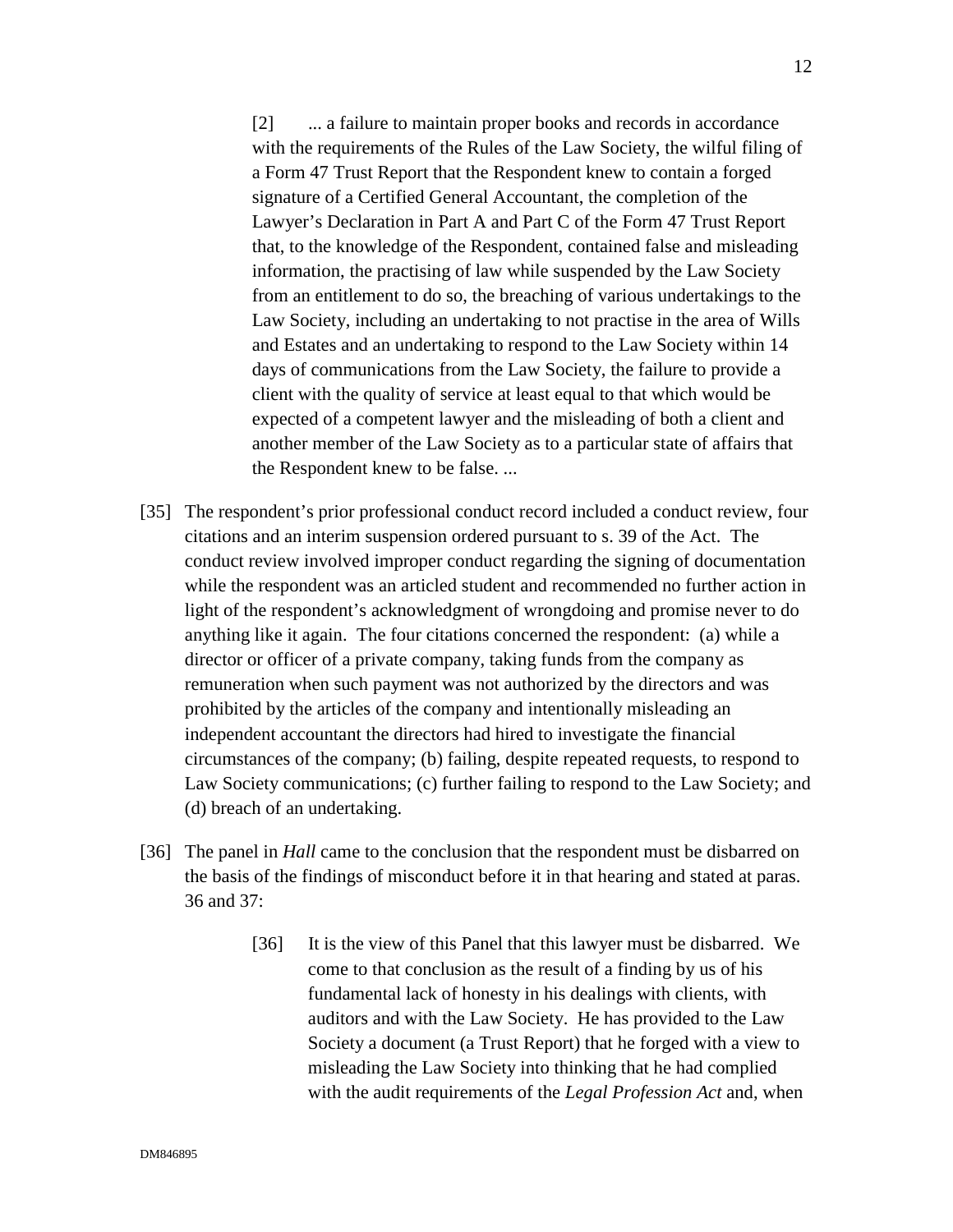> [2] ... a failure to maintain proper books and records in accordance with the requirements of the Rules of the Law Society, the wilful filing of a Form 47 Trust Report that the Respondent knew to contain a forged signature of a Certified General Accountant, the completion of the Lawyer's Declaration in Part A and Part C of the Form 47 Trust Report that, to the knowledge of the Respondent, contained false and misleading information, the practising of law while suspended by the Law Society from an entitlement to do so, the breaching of various undertakings to the Law Society, including an undertaking to not practise in the area of Wills and Estates and an undertaking to respond to the Law Society within 14 days of communications from the Law Society, the failure to provide a client with the quality of service at least equal to that which would be expected of a competent lawyer and the misleading of both a client and another member of the Law Society as to a particular state of affairs that the Respondent knew to be false. ...

[35] The respondent's prior professional conduct record included a conduct review, four citations and an interim suspension ordered pursuant to s. 39 of the Act. The conduct review involved improper conduct regarding the signing of documentation while the respondent was an articled student and recommended no further action in light of the respondent's acknowledgment of wrongdoing and promise never to do anything like it again. The four citations concerned the respondent: (a) while a director or officer of a private company, taking funds from the company as remuneration when such payment was not authorized by the directors and was prohibited by the articles of the company and intentionally misleading an independent accountant the directors had hired to investigate the financial circumstances of the company; (b) failing, despite repeated requests, to respond to Law Society communications; (c) further failing to respond to the Law Society; and (d) breach of an undertaking.

[36] The panel in *Hall* came to the conclusion that the respondent must be disbarred on the basis of the findings of misconduct before it in that hearing and stated at paras. 36 and 37:

> [36] It is the view of this Panel that this lawyer must be disbarred. We come to that conclusion as the result of a finding by us of his fundamental lack of honesty in his dealings with clients, with auditors and with the Law Society. He has provided to the Law Society a document (a Trust Report) that he forged with a view to misleading the Law Society into thinking that he had complied with the audit requirements of the *Legal Profession Act* and, when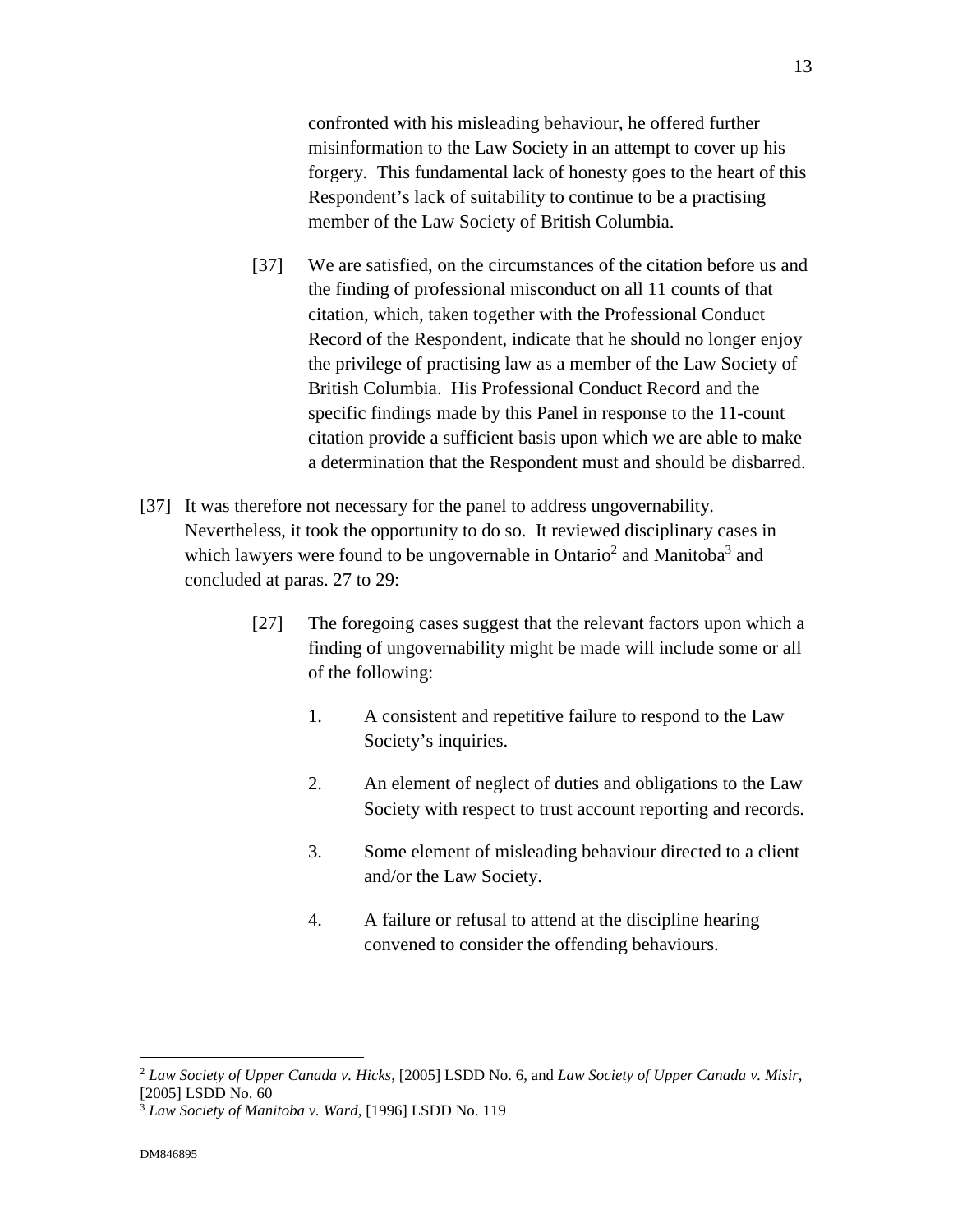> confronted with his misleading behaviour, he offered further misinformation to the Law Society in an attempt to cover up his forgery. This fundamental lack of honesty goes to the heart of this Respondent's lack of suitability to continue to be a practising member of the Law Society of British Columbia.
>
> [37] We are satisfied, on the circumstances of the citation before us and the finding of professional misconduct on all 11 counts of that citation, which, taken together with the Professional Conduct Record of the Respondent, indicate that he should no longer enjoy the privilege of practising law as a member of the Law Society of British Columbia. His Professional Conduct Record and the specific findings made by this Panel in response to the 11-count citation provide a sufficient basis upon which we are able to make a determination that the Respondent must and should be disbarred.

[37] It was therefore not necessary for the panel to address ungovernability. Nevertheless, it took the opportunity to do so. It reviewed disciplinary cases in which lawyers were found to be ungovernable in Ontario[2] and Manitoba[3] and concluded at paras. 27 to 29:

> [27] The foregoing cases suggest that the relevant factors upon which a finding of ungovernability might be made will include some or all of the following:
>
> 1. A consistent and repetitive failure to respond to the Law Society's inquiries.
> 2. An element of neglect of duties and obligations to the Law Society with respect to trust account reporting and records.
> 3. Some element of misleading behaviour directed to a client and/or the Law Society.
> 4. A failure or refusal to attend at the discipline hearing convened to consider the offending behaviours.

[2] *Law Society of Upper Canada v. Hicks*, [2005] LSDD No. 6, and *Law Society of Upper Canada v. Misir*, [2005] LSDD No. 60

[3] *Law Society of Manitoba v. Ward*, [1996] LSDD No. 119

DM846895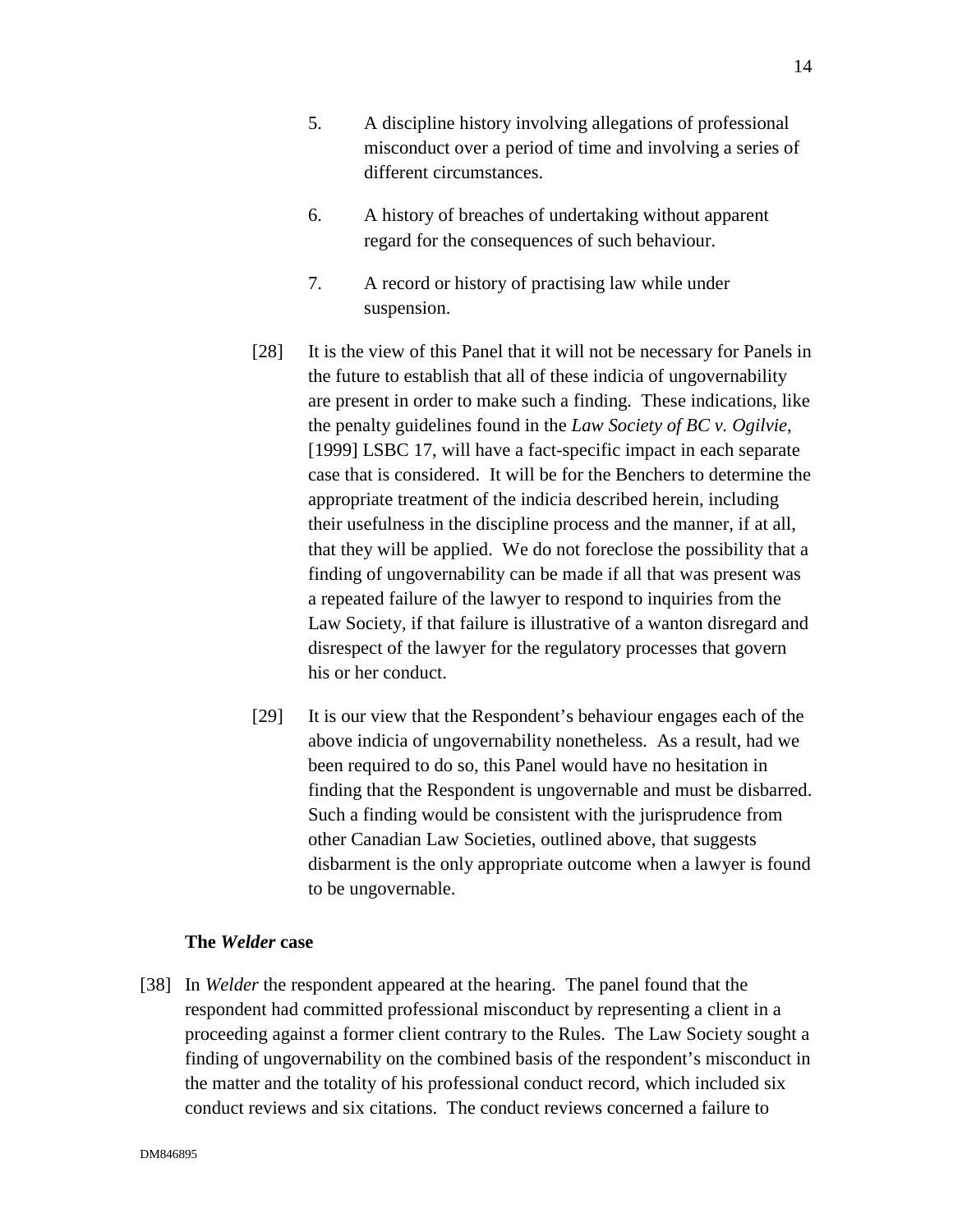5. A discipline history involving allegations of professional misconduct over a period of time and involving a series of different circumstances.

6. A history of breaches of undertaking without apparent regard for the consequences of such behaviour.

7. A record or history of practising law while under suspension.

[28] It is the view of this Panel that it will not be necessary for Panels in the future to establish that all of these indicia of ungovernability are present in order to make such a finding. These indications, like the penalty guidelines found in the *Law Society of BC v. Ogilvie*, [1999] LSBC 17, will have a fact-specific impact in each separate case that is considered. It will be for the Benchers to determine the appropriate treatment of the indicia described herein, including their usefulness in the discipline process and the manner, if at all, that they will be applied. We do not foreclose the possibility that a finding of ungovernability can be made if all that was present was a repeated failure of the lawyer to respond to inquiries from the Law Society, if that failure is illustrative of a wanton disregard and disrespect of the lawyer for the regulatory processes that govern his or her conduct.

[29] It is our view that the Respondent's behaviour engages each of the above indicia of ungovernability nonetheless. As a result, had we been required to do so, this Panel would have no hesitation in finding that the Respondent is ungovernable and must be disbarred. Such a finding would be consistent with the jurisprudence from other Canadian Law Societies, outlined above, that suggests disbarment is the only appropriate outcome when a lawyer is found to be ungovernable.

### The *Welder* case

[38] In *Welder* the respondent appeared at the hearing. The panel found that the respondent had committed professional misconduct by representing a client in a proceeding against a former client contrary to the Rules. The Law Society sought a finding of ungovernability on the combined basis of the respondent's misconduct in the matter and the totality of his professional conduct record, which included six conduct reviews and six citations. The conduct reviews concerned a failure to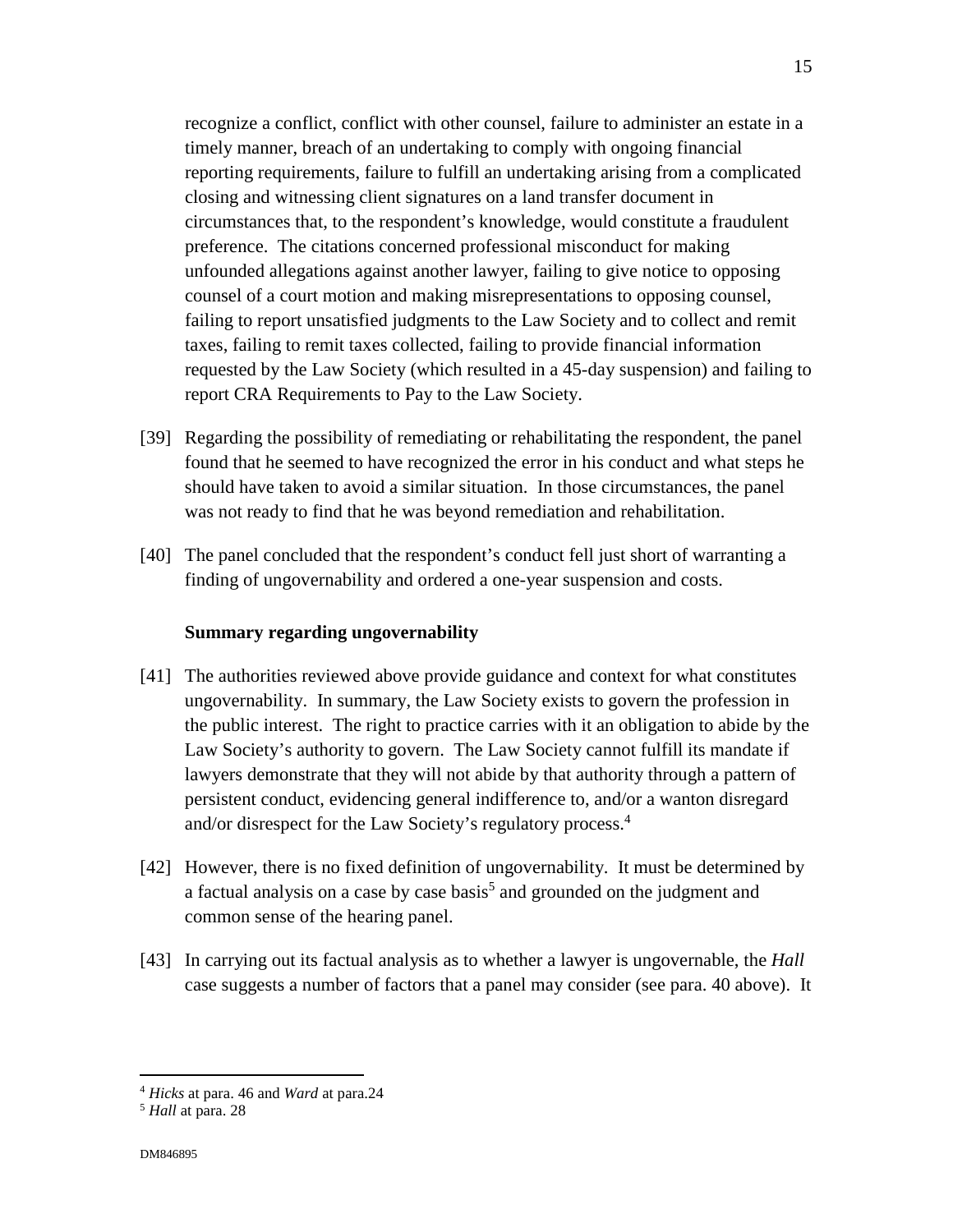recognize a conflict, conflict with other counsel, failure to administer an estate in a timely manner, breach of an undertaking to comply with ongoing financial reporting requirements, failure to fulfill an undertaking arising from a complicated closing and witnessing client signatures on a land transfer document in circumstances that, to the respondent's knowledge, would constitute a fraudulent preference. The citations concerned professional misconduct for making unfounded allegations against another lawyer, failing to give notice to opposing counsel of a court motion and making misrepresentations to opposing counsel, failing to report unsatisfied judgments to the Law Society and to collect and remit taxes, failing to remit taxes collected, failing to provide financial information requested by the Law Society (which resulted in a 45-day suspension) and failing to report CRA Requirements to Pay to the Law Society.

[39] Regarding the possibility of remediating or rehabilitating the respondent, the panel found that he seemed to have recognized the error in his conduct and what steps he should have taken to avoid a similar situation. In those circumstances, the panel was not ready to find that he was beyond remediation and rehabilitation.

[40] The panel concluded that the respondent's conduct fell just short of warranting a finding of ungovernability and ordered a one-year suspension and costs.

**Summary regarding ungovernability**

[41] The authorities reviewed above provide guidance and context for what constitutes ungovernability. In summary, the Law Society exists to govern the profession in the public interest. The right to practice carries with it an obligation to abide by the Law Society's authority to govern. The Law Society cannot fulfill its mandate if lawyers demonstrate that they will not abide by that authority through a pattern of persistent conduct, evidencing general indifference to, and/or a wanton disregard and/or disrespect for the Law Society's regulatory process.[4]

[42] However, there is no fixed definition of ungovernability. It must be determined by a factual analysis on a case by case basis[5] and grounded on the judgment and common sense of the hearing panel.

[43] In carrying out its factual analysis as to whether a lawyer is ungovernable, the *Hall* case suggests a number of factors that a panel may consider (see para. 40 above). It

[4] *Hicks* at para. 46 and *Ward* at para.24

[5] *Hall* at para. 28

DM846895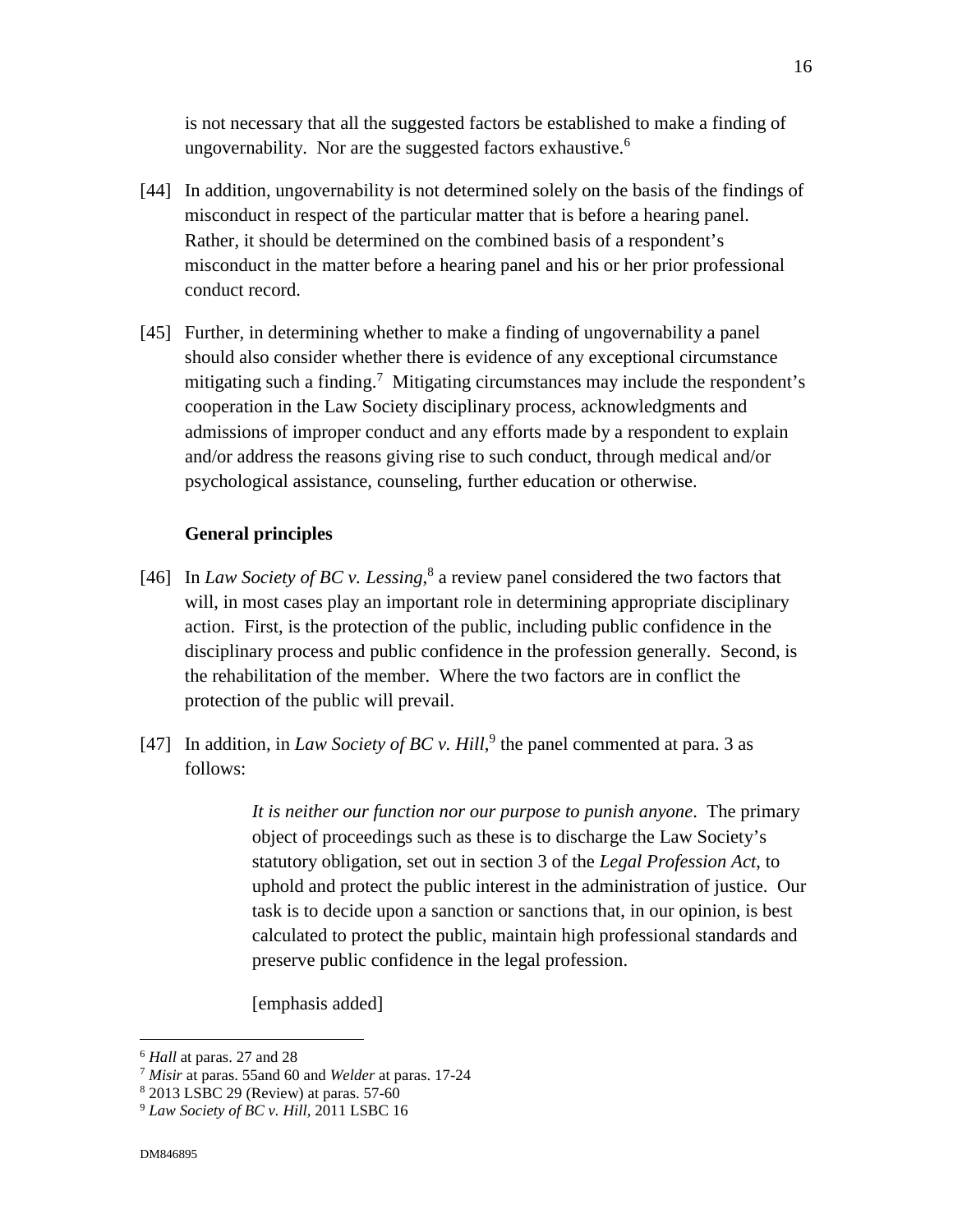is not necessary that all the suggested factors be established to make a finding of ungovernability. Nor are the suggested factors exhaustive.[6]

[44] In addition, ungovernability is not determined solely on the basis of the findings of misconduct in respect of the particular matter that is before a hearing panel. Rather, it should be determined on the combined basis of a respondent's misconduct in the matter before a hearing panel and his or her prior professional conduct record.

[45] Further, in determining whether to make a finding of ungovernability a panel should also consider whether there is evidence of any exceptional circumstance mitigating such a finding.[7] Mitigating circumstances may include the respondent's cooperation in the Law Society disciplinary process, acknowledgments and admissions of improper conduct and any efforts made by a respondent to explain and/or address the reasons giving rise to such conduct, through medical and/or psychological assistance, counseling, further education or otherwise.

**General principles**

[46] In *Law Society of BC v. Lessing*,[8] a review panel considered the two factors that will, in most cases play an important role in determining appropriate disciplinary action. First, is the protection of the public, including public confidence in the disciplinary process and public confidence in the profession generally. Second, is the rehabilitation of the member. Where the two factors are in conflict the protection of the public will prevail.

[47] In addition, in *Law Society of BC v. Hill*,[9] the panel commented at para. 3 as follows:

> *It is neither our function nor our purpose to punish anyone*. The primary object of proceedings such as these is to discharge the Law Society's statutory obligation, set out in section 3 of the *Legal Profession Act*, to uphold and protect the public interest in the administration of justice. Our task is to decide upon a sanction or sanctions that, in our opinion, is best calculated to protect the public, maintain high professional standards and preserve public confidence in the legal profession.
>
> [emphasis added]

---

[6] *Hall* at paras. 27 and 28

[7] *Misir* at paras. 55and 60 and *Welder* at paras. 17-24

[8] 2013 LSBC 29 (Review) at paras. 57-60

[9] *Law Society of BC v. Hill*, 2011 LSBC 16

DM846895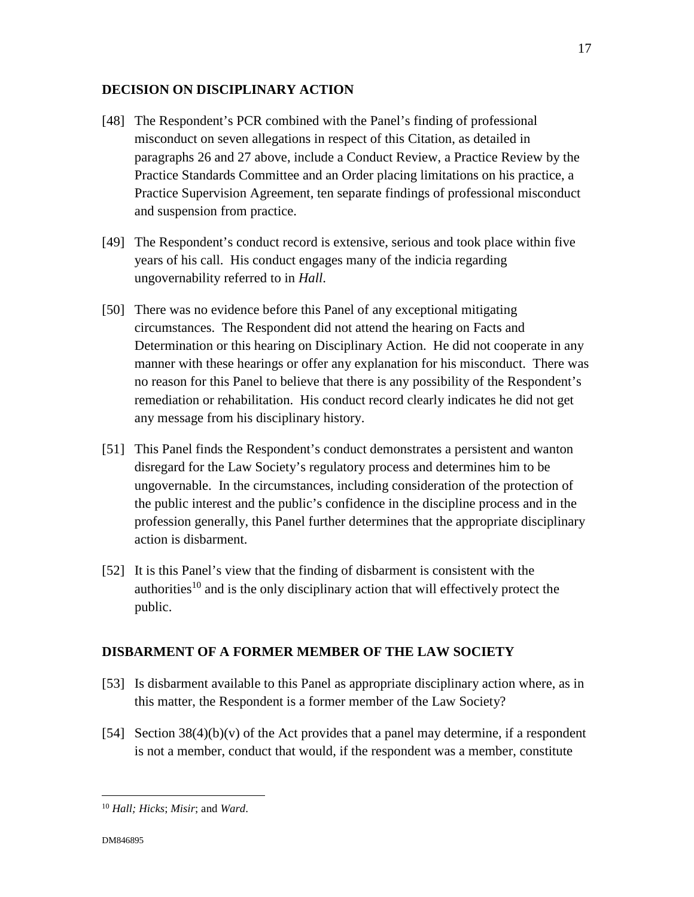## DECISION ON DISCIPLINARY ACTION

[48] The Respondent's PCR combined with the Panel's finding of professional misconduct on seven allegations in respect of this Citation, as detailed in paragraphs 26 and 27 above, include a Conduct Review, a Practice Review by the Practice Standards Committee and an Order placing limitations on his practice, a Practice Supervision Agreement, ten separate findings of professional misconduct and suspension from practice.

[49] The Respondent's conduct record is extensive, serious and took place within five years of his call. His conduct engages many of the indicia regarding ungovernability referred to in *Hall*.

[50] There was no evidence before this Panel of any exceptional mitigating circumstances. The Respondent did not attend the hearing on Facts and Determination or this hearing on Disciplinary Action. He did not cooperate in any manner with these hearings or offer any explanation for his misconduct. There was no reason for this Panel to believe that there is any possibility of the Respondent's remediation or rehabilitation. His conduct record clearly indicates he did not get any message from his disciplinary history.

[51] This Panel finds the Respondent's conduct demonstrates a persistent and wanton disregard for the Law Society's regulatory process and determines him to be ungovernable. In the circumstances, including consideration of the protection of the public interest and the public's confidence in the discipline process and in the profession generally, this Panel further determines that the appropriate disciplinary action is disbarment.

[52] It is this Panel's view that the finding of disbarment is consistent with the authorities[10] and is the only disciplinary action that will effectively protect the public.

## DISBARMENT OF A FORMER MEMBER OF THE LAW SOCIETY

[53] Is disbarment available to this Panel as appropriate disciplinary action where, as in this matter, the Respondent is a former member of the Law Society?

[54] Section 38(4)(b)(v) of the Act provides that a panel may determine, if a respondent is not a member, conduct that would, if the respondent was a member, constitute

[10] *Hall; Hicks*; *Misir*; and *Ward*.

DM846895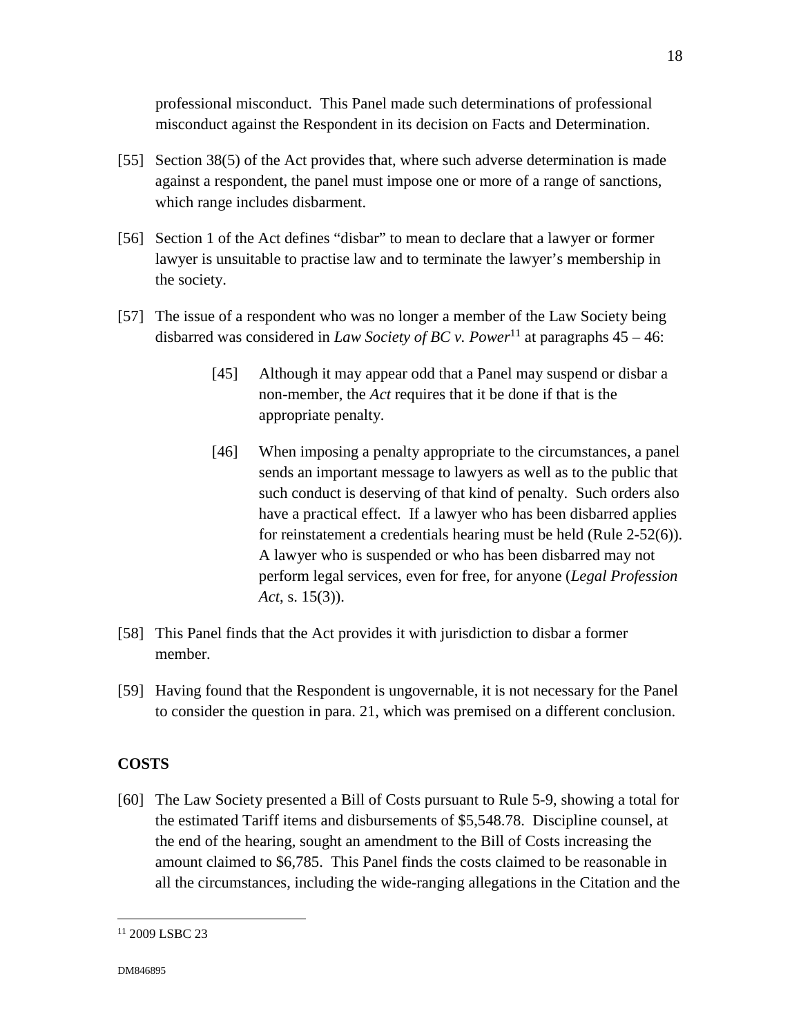professional misconduct. This Panel made such determinations of professional misconduct against the Respondent in its decision on Facts and Determination.

[55] Section 38(5) of the Act provides that, where such adverse determination is made against a respondent, the panel must impose one or more of a range of sanctions, which range includes disbarment.

[56] Section 1 of the Act defines "disbar" to mean to declare that a lawyer or former lawyer is unsuitable to practise law and to terminate the lawyer's membership in the society.

[57] The issue of a respondent who was no longer a member of the Law Society being disbarred was considered in *Law Society of BC v. Power*[11] at paragraphs 45 – 46:

> [45] Although it may appear odd that a Panel may suspend or disbar a non-member, the *Act* requires that it be done if that is the appropriate penalty.
>
> [46] When imposing a penalty appropriate to the circumstances, a panel sends an important message to lawyers as well as to the public that such conduct is deserving of that kind of penalty. Such orders also have a practical effect. If a lawyer who has been disbarred applies for reinstatement a credentials hearing must be held (Rule 2-52(6)). A lawyer who is suspended or who has been disbarred may not perform legal services, even for free, for anyone (*Legal Profession Act*, s. 15(3)).

[58] This Panel finds that the Act provides it with jurisdiction to disbar a former member.

[59] Having found that the Respondent is ungovernable, it is not necessary for the Panel to consider the question in para. 21, which was premised on a different conclusion.

## COSTS

[60] The Law Society presented a Bill of Costs pursuant to Rule 5-9, showing a total for the estimated Tariff items and disbursements of $5,548.78. Discipline counsel, at the end of the hearing, sought an amendment to the Bill of Costs increasing the amount claimed to $6,785. This Panel finds the costs claimed to be reasonable in all the circumstances, including the wide-ranging allegations in the Citation and the

---

[11] 2009 LSBC 23

DM846895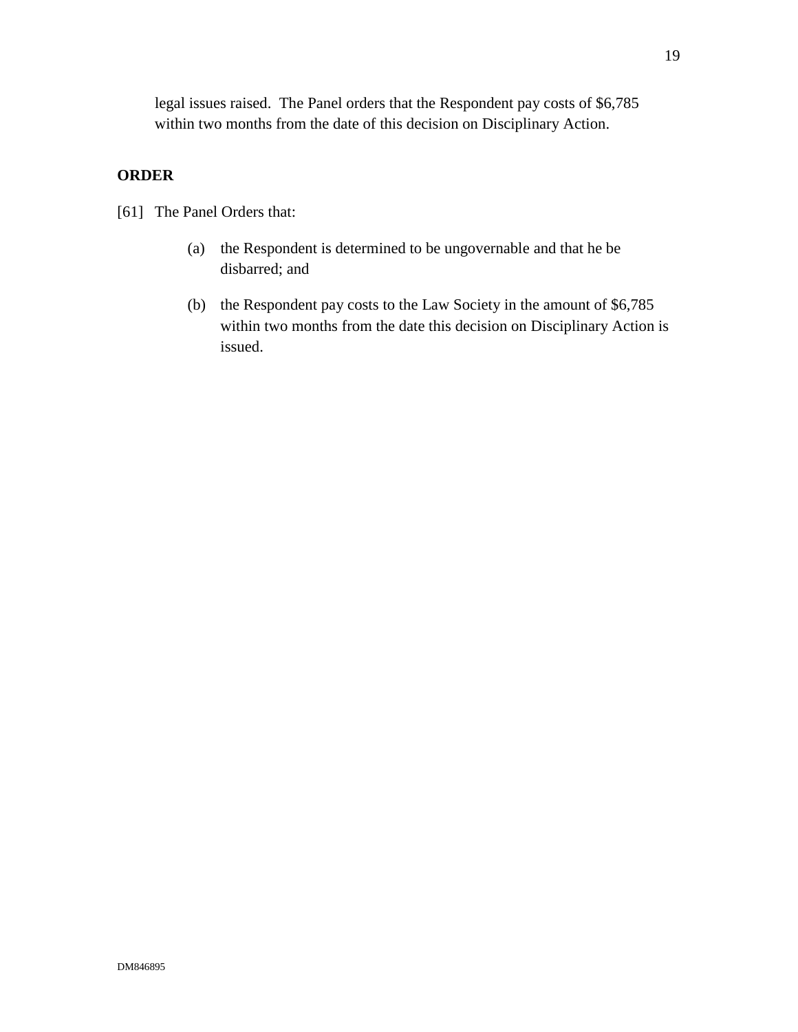legal issues raised. The Panel orders that the Respondent pay costs of $6,785 within two months from the date of this decision on Disciplinary Action.

**ORDER**

[61] The Panel Orders that:

(a) the Respondent is determined to be ungovernable and that he be disbarred; and

(b) the Respondent pay costs to the Law Society in the amount of $6,785 within two months from the date this decision on Disciplinary Action is issued.

DM846895